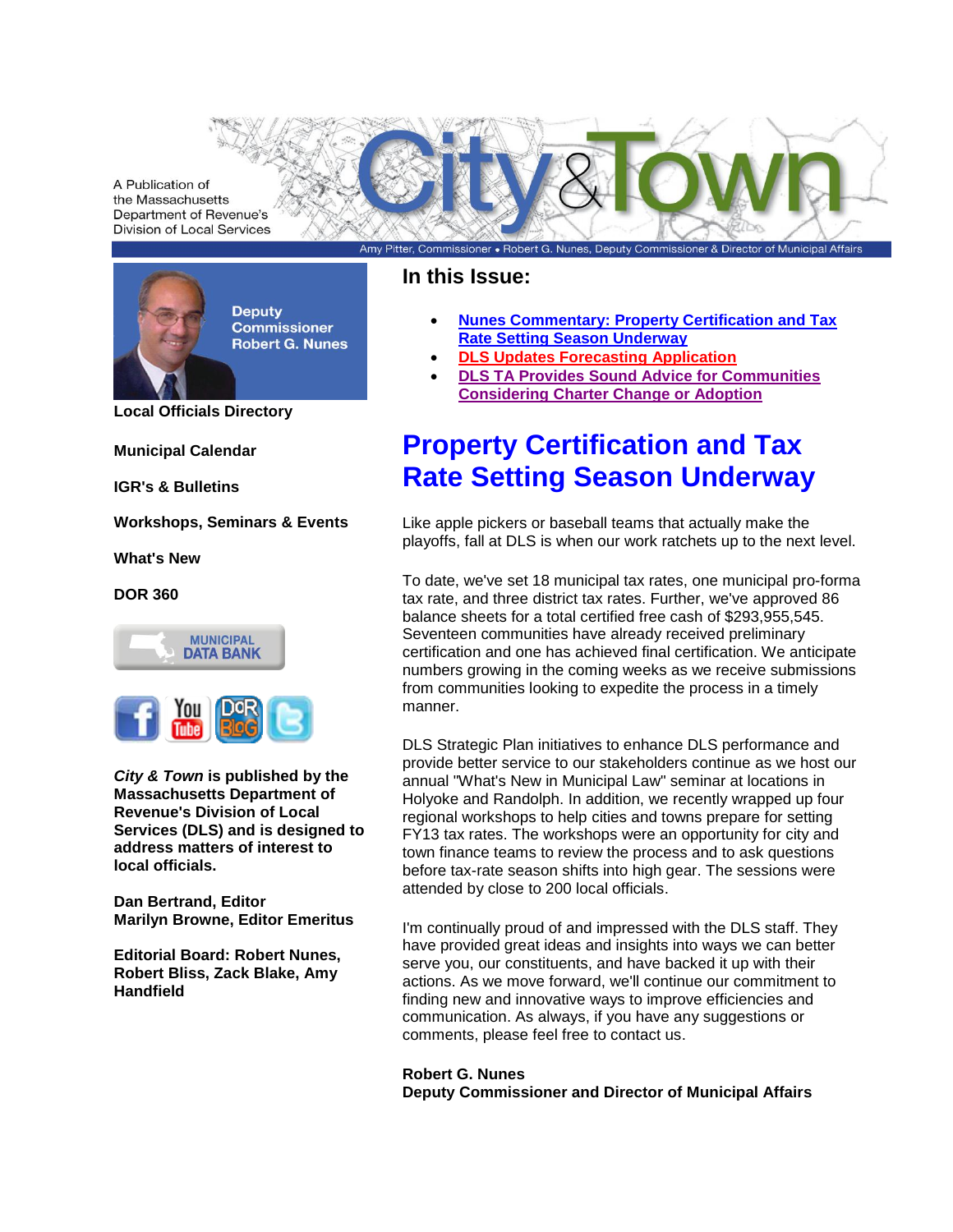A Publication of the Massachusetts Department of Revenue's Division of Local Services

# City & Town

Amy Pitter, Commissioner • Robert G. Nunes, Deputy Commissioner & Director of Municipal Affairs

Deputy Commissioner Robert G. Nunes

**Local Officials Directory**

**Municipal Calendar**

**IGR's & Bulletins**

**Workshops, Seminars & Events**

**What's New**

**DOR 360**

MUNICIPAL DATA BANK

***City & Town*** **is published by the Massachusetts Department of Revenue's Division of Local Services (DLS) and is designed to address matters of interest to local officials.**

**Dan Bertrand, Editor**
**Marilyn Browne, Editor Emeritus**

**Editorial Board: Robert Nunes, Robert Bliss, Zack Blake, Amy Handfield**

## In this Issue:

- Nunes Commentary: Property Certification and Tax Rate Setting Season Underway
- DLS Updates Forecasting Application
- DLS TA Provides Sound Advice for Communities Considering Charter Change or Adoption

# Property Certification and Tax Rate Setting Season Underway

Like apple pickers or baseball teams that actually make the playoffs, fall at DLS is when our work ratchets up to the next level.

To date, we've set 18 municipal tax rates, one municipal pro-forma tax rate, and three district tax rates. Further, we've approved 86 balance sheets for a total certified free cash of $293,955,545. Seventeen communities have already received preliminary certification and one has achieved final certification. We anticipate numbers growing in the coming weeks as we receive submissions from communities looking to expedite the process in a timely manner.

DLS Strategic Plan initiatives to enhance DLS performance and provide better service to our stakeholders continue as we host our annual "What's New in Municipal Law" seminar at locations in Holyoke and Randolph. In addition, we recently wrapped up four regional workshops to help cities and towns prepare for setting FY13 tax rates. The workshops were an opportunity for city and town finance teams to review the process and to ask questions before tax-rate season shifts into high gear. The sessions were attended by close to 200 local officials.

I'm continually proud of and impressed with the DLS staff. They have provided great ideas and insights into ways we can better serve you, our constituents, and have backed it up with their actions. As we move forward, we'll continue our commitment to finding new and innovative ways to improve efficiencies and communication. As always, if you have any suggestions or comments, please feel free to contact us.

**Robert G. Nunes**
**Deputy Commissioner and Director of Municipal Affairs**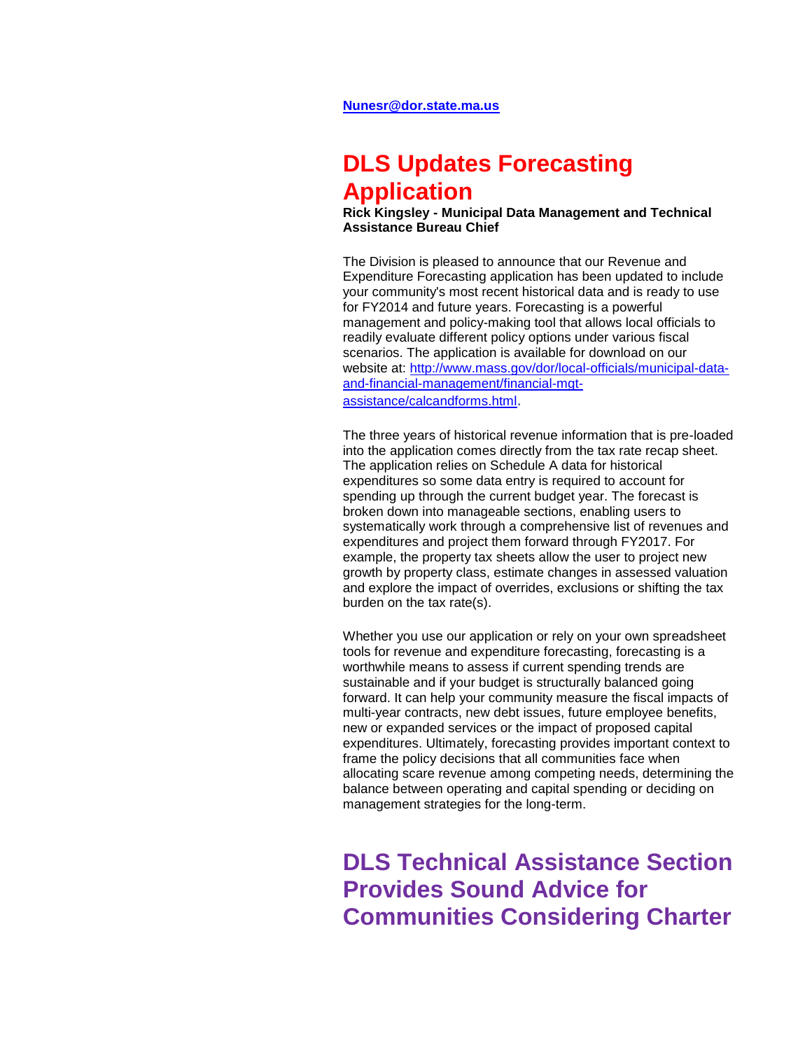[Nunesr@dor.state.ma.us](mailto:Nunesr@dor.state.ma.us)

## DLS Updates Forecasting Application

**Rick Kingsley - Municipal Data Management and Technical Assistance Bureau Chief**

The Division is pleased to announce that our Revenue and Expenditure Forecasting application has been updated to include your community's most recent historical data and is ready to use for FY2014 and future years. Forecasting is a powerful management and policy-making tool that allows local officials to readily evaluate different policy options under various fiscal scenarios. The application is available for download on our website at: [http://www.mass.gov/dor/local-officials/municipal-data-and-financial-management/financial-mgt-assistance/calcandforms.html](http://www.mass.gov/dor/local-officials/municipal-data-and-financial-management/financial-mgt-assistance/calcandforms.html).

The three years of historical revenue information that is pre-loaded into the application comes directly from the tax rate recap sheet. The application relies on Schedule A data for historical expenditures so some data entry is required to account for spending up through the current budget year. The forecast is broken down into manageable sections, enabling users to systematically work through a comprehensive list of revenues and expenditures and project them forward through FY2017. For example, the property tax sheets allow the user to project new growth by property class, estimate changes in assessed valuation and explore the impact of overrides, exclusions or shifting the tax burden on the tax rate(s).

Whether you use our application or rely on your own spreadsheet tools for revenue and expenditure forecasting, forecasting is a worthwhile means to assess if current spending trends are sustainable and if your budget is structurally balanced going forward. It can help your community measure the fiscal impacts of multi-year contracts, new debt issues, future employee benefits, new or expanded services or the impact of proposed capital expenditures. Ultimately, forecasting provides important context to frame the policy decisions that all communities face when allocating scare revenue among competing needs, determining the balance between operating and capital spending or deciding on management strategies for the long-term.

## DLS Technical Assistance Section Provides Sound Advice for Communities Considering Charter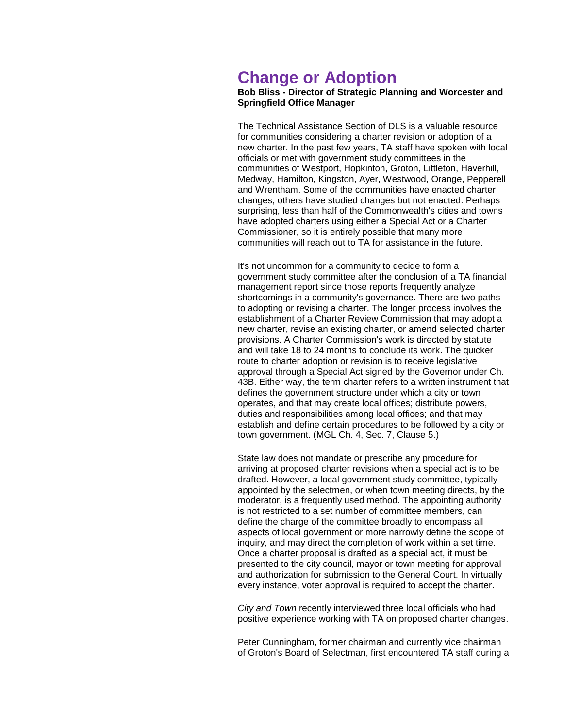# Change or Adoption

**Bob Bliss - Director of Strategic Planning and Worcester and Springfield Office Manager**

The Technical Assistance Section of DLS is a valuable resource for communities considering a charter revision or adoption of a new charter. In the past few years, TA staff have spoken with local officials or met with government study committees in the communities of Westport, Hopkinton, Groton, Littleton, Haverhill, Medway, Hamilton, Kingston, Ayer, Westwood, Orange, Pepperell and Wrentham. Some of the communities have enacted charter changes; others have studied changes but not enacted. Perhaps surprising, less than half of the Commonwealth's cities and towns have adopted charters using either a Special Act or a Charter Commissioner, so it is entirely possible that many more communities will reach out to TA for assistance in the future.

It's not uncommon for a community to decide to form a government study committee after the conclusion of a TA financial management report since those reports frequently analyze shortcomings in a community's governance. There are two paths to adopting or revising a charter. The longer process involves the establishment of a Charter Review Commission that may adopt a new charter, revise an existing charter, or amend selected charter provisions. A Charter Commission's work is directed by statute and will take 18 to 24 months to conclude its work. The quicker route to charter adoption or revision is to receive legislative approval through a Special Act signed by the Governor under Ch. 43B. Either way, the term charter refers to a written instrument that defines the government structure under which a city or town operates, and that may create local offices; distribute powers, duties and responsibilities among local offices; and that may establish and define certain procedures to be followed by a city or town government. (MGL Ch. 4, Sec. 7, Clause 5.)

State law does not mandate or prescribe any procedure for arriving at proposed charter revisions when a special act is to be drafted. However, a local government study committee, typically appointed by the selectmen, or when town meeting directs, by the moderator, is a frequently used method. The appointing authority is not restricted to a set number of committee members, can define the charge of the committee broadly to encompass all aspects of local government or more narrowly define the scope of inquiry, and may direct the completion of work within a set time. Once a charter proposal is drafted as a special act, it must be presented to the city council, mayor or town meeting for approval and authorization for submission to the General Court. In virtually every instance, voter approval is required to accept the charter.

*City and Town* recently interviewed three local officials who had positive experience working with TA on proposed charter changes.

Peter Cunningham, former chairman and currently vice chairman of Groton's Board of Selectman, first encountered TA staff during a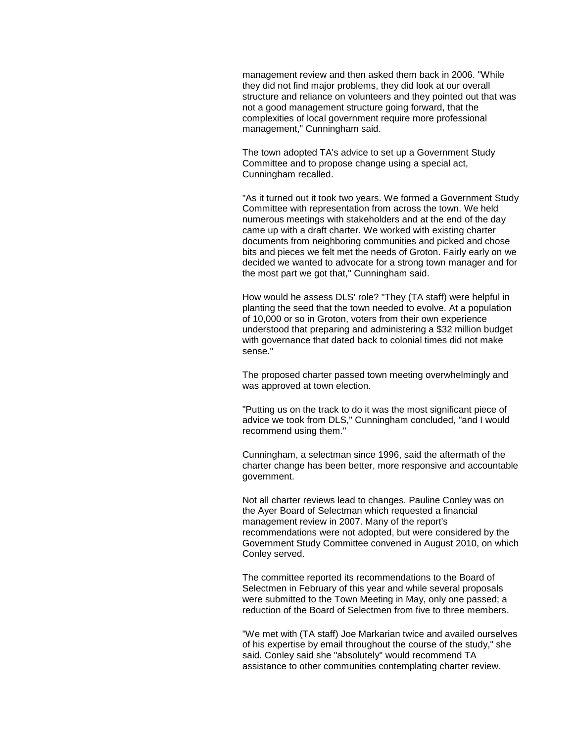management review and then asked them back in 2006. "While they did not find major problems, they did look at our overall structure and reliance on volunteers and they pointed out that was not a good management structure going forward, that the complexities of local government require more professional management," Cunningham said.

The town adopted TA's advice to set up a Government Study Committee and to propose change using a special act, Cunningham recalled.

"As it turned out it took two years. We formed a Government Study Committee with representation from across the town. We held numerous meetings with stakeholders and at the end of the day came up with a draft charter. We worked with existing charter documents from neighboring communities and picked and chose bits and pieces we felt met the needs of Groton. Fairly early on we decided we wanted to advocate for a strong town manager and for the most part we got that," Cunningham said.

How would he assess DLS' role? "They (TA staff) were helpful in planting the seed that the town needed to evolve. At a population of 10,000 or so in Groton, voters from their own experience understood that preparing and administering a $32 million budget with governance that dated back to colonial times did not make sense."

The proposed charter passed town meeting overwhelmingly and was approved at town election.

"Putting us on the track to do it was the most significant piece of advice we took from DLS," Cunningham concluded, "and I would recommend using them."

Cunningham, a selectman since 1996, said the aftermath of the charter change has been better, more responsive and accountable government.

Not all charter reviews lead to changes. Pauline Conley was on the Ayer Board of Selectman which requested a financial management review in 2007. Many of the report's recommendations were not adopted, but were considered by the Government Study Committee convened in August 2010, on which Conley served.

The committee reported its recommendations to the Board of Selectmen in February of this year and while several proposals were submitted to the Town Meeting in May, only one passed; a reduction of the Board of Selectmen from five to three members.

"We met with (TA staff) Joe Markarian twice and availed ourselves of his expertise by email throughout the course of the study," she said. Conley said she "absolutely" would recommend TA assistance to other communities contemplating charter review.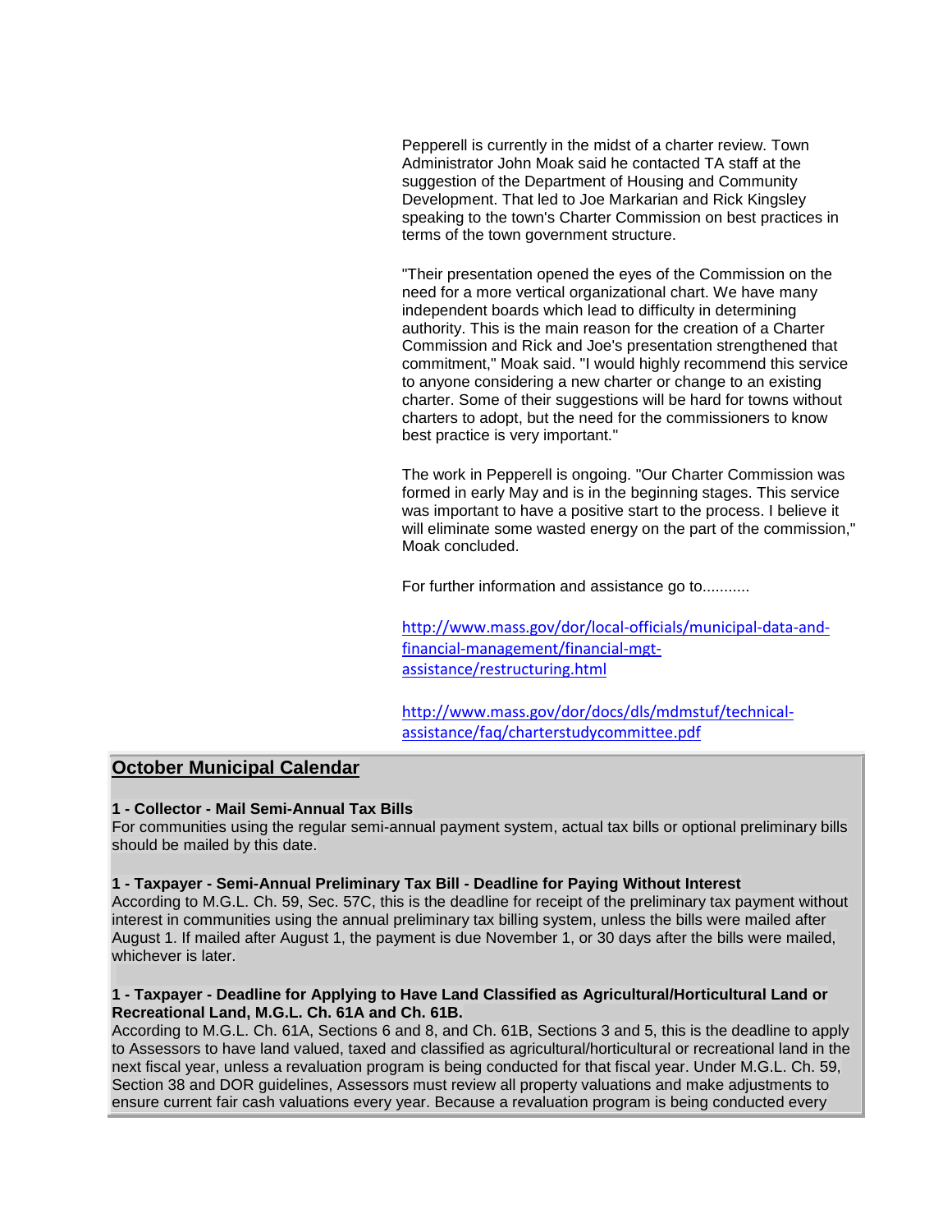Pepperell is currently in the midst of a charter review. Town Administrator John Moak said he contacted TA staff at the suggestion of the Department of Housing and Community Development. That led to Joe Markarian and Rick Kingsley speaking to the town's Charter Commission on best practices in terms of the town government structure.

"Their presentation opened the eyes of the Commission on the need for a more vertical organizational chart. We have many independent boards which lead to difficulty in determining authority. This is the main reason for the creation of a Charter Commission and Rick and Joe's presentation strengthened that commitment," Moak said. "I would highly recommend this service to anyone considering a new charter or change to an existing charter. Some of their suggestions will be hard for towns without charters to adopt, but the need for the commissioners to know best practice is very important."

The work in Pepperell is ongoing. "Our Charter Commission was formed in early May and is in the beginning stages. This service was important to have a positive start to the process. I believe it will eliminate some wasted energy on the part of the commission," Moak concluded.

For further information and assistance go to...........

http://www.mass.gov/dor/local-officials/municipal-data-and-financial-management/financial-mgt-assistance/restructuring.html

http://www.mass.gov/dor/docs/dls/mdmstuf/technical-assistance/faq/charterstudycommittee.pdf

## October Municipal Calendar

**1 - Collector - Mail Semi-Annual Tax Bills**
For communities using the regular semi-annual payment system, actual tax bills or optional preliminary bills should be mailed by this date.

**1 - Taxpayer - Semi-Annual Preliminary Tax Bill - Deadline for Paying Without Interest**
According to M.G.L. Ch. 59, Sec. 57C, this is the deadline for receipt of the preliminary tax payment without interest in communities using the annual preliminary tax billing system, unless the bills were mailed after August 1. If mailed after August 1, the payment is due November 1, or 30 days after the bills were mailed, whichever is later.

**1 - Taxpayer - Deadline for Applying to Have Land Classified as Agricultural/Horticultural Land or Recreational Land, M.G.L. Ch. 61A and Ch. 61B.**
According to M.G.L. Ch. 61A, Sections 6 and 8, and Ch. 61B, Sections 3 and 5, this is the deadline to apply to Assessors to have land valued, taxed and classified as agricultural/horticultural or recreational land in the next fiscal year, unless a revaluation program is being conducted for that fiscal year. Under M.G.L. Ch. 59, Section 38 and DOR guidelines, Assessors must review all property valuations and make adjustments to ensure current fair cash valuations every year. Because a revaluation program is being conducted every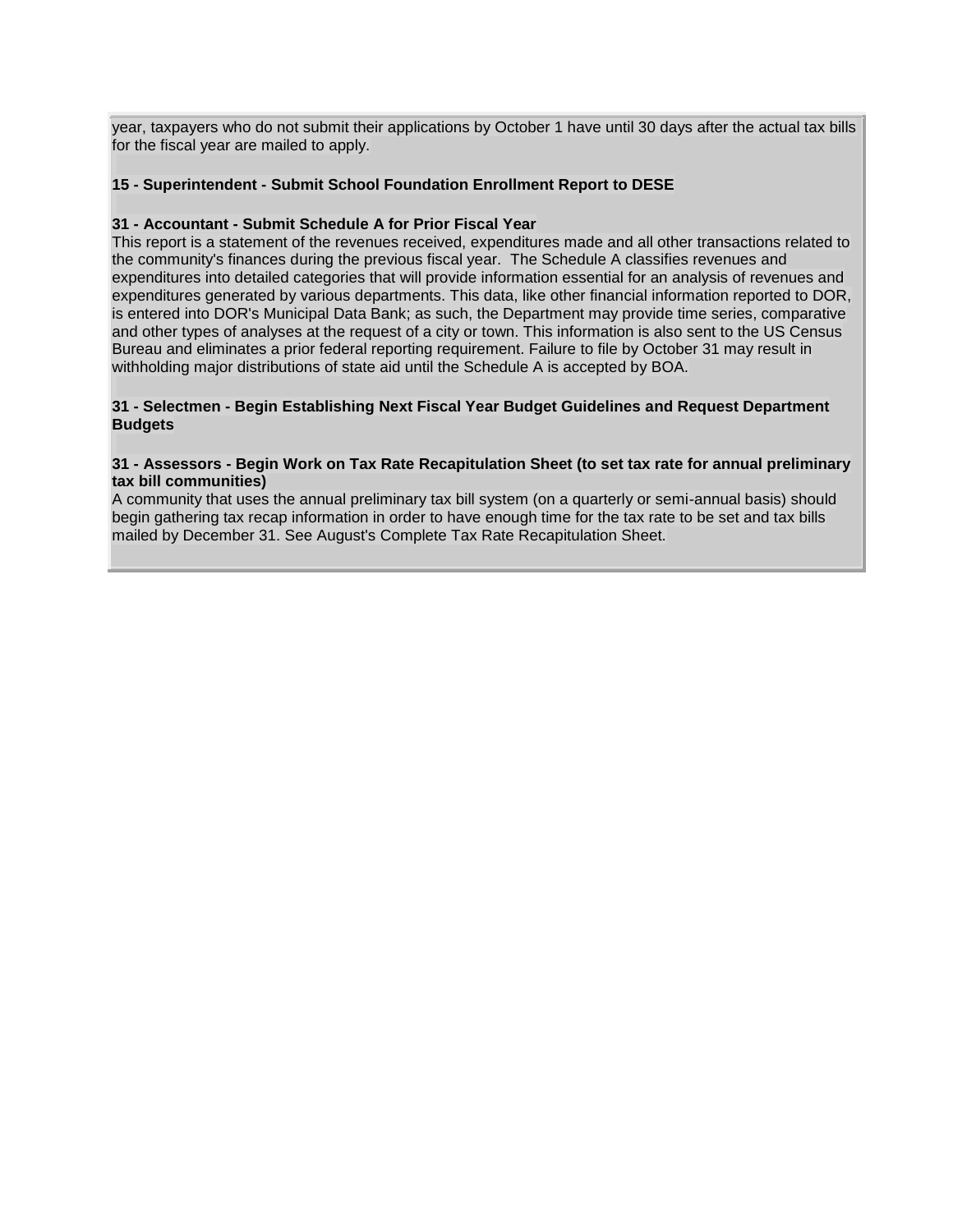year, taxpayers who do not submit their applications by October 1 have until 30 days after the actual tax bills for the fiscal year are mailed to apply.

**15 - Superintendent - Submit School Foundation Enrollment Report to DESE**

**31 - Accountant - Submit Schedule A for Prior Fiscal Year**

This report is a statement of the revenues received, expenditures made and all other transactions related to the community's finances during the previous fiscal year. The Schedule A classifies revenues and expenditures into detailed categories that will provide information essential for an analysis of revenues and expenditures generated by various departments. This data, like other financial information reported to DOR, is entered into DOR's Municipal Data Bank; as such, the Department may provide time series, comparative and other types of analyses at the request of a city or town. This information is also sent to the US Census Bureau and eliminates a prior federal reporting requirement. Failure to file by October 31 may result in withholding major distributions of state aid until the Schedule A is accepted by BOA.

**31 - Selectmen - Begin Establishing Next Fiscal Year Budget Guidelines and Request Department Budgets**

**31 - Assessors - Begin Work on Tax Rate Recapitulation Sheet (to set tax rate for annual preliminary tax bill communities)**

A community that uses the annual preliminary tax bill system (on a quarterly or semi-annual basis) should begin gathering tax recap information in order to have enough time for the tax rate to be set and tax bills mailed by December 31. See August's Complete Tax Rate Recapitulation Sheet.